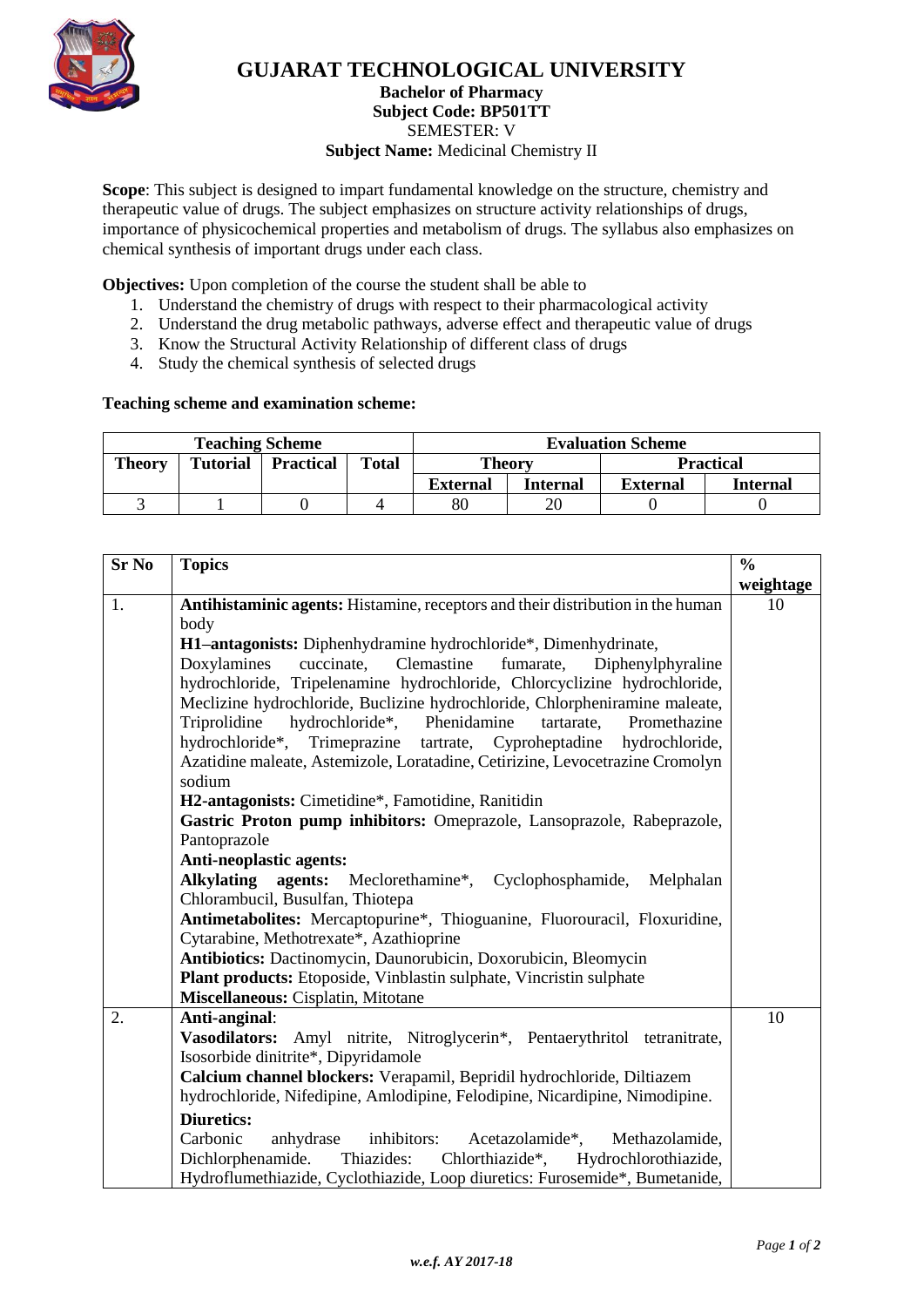# GUJARAT TECHNOLOGICAL UNIVERSITY

**Bachelor of Pharmacy**
**Subject Code: BP501TT**
SEMESTER: V
**Subject Name:** Medicinal Chemistry II

**Scope**: This subject is designed to impart fundamental knowledge on the structure, chemistry and therapeutic value of drugs. The subject emphasizes on structure activity relationships of drugs, importance of physicochemical properties and metabolism of drugs. The syllabus also emphasizes on chemical synthesis of important drugs under each class.

**Objectives:** Upon completion of the course the student shall be able to

1. Understand the chemistry of drugs with respect to their pharmacological activity
2. Understand the drug metabolic pathways, adverse effect and therapeutic value of drugs
3. Know the Structural Activity Relationship of different class of drugs
4. Study the chemical synthesis of selected drugs

**Teaching scheme and examination scheme:**

| Teaching Scheme | | | | Evaluation Scheme | | | |
|---|---|---|---|---|---|---|---|
| Theory | Tutorial | Practical | Total | Theory | | Practical | |
| | | | | External | Internal | External | Internal |
| 3 | 1 | 0 | 4 | 80 | 20 | 0 | 0 |

| Sr No | Topics | % weightage |
|---|---|---|
| 1. | **Antihistaminic agents:** Histamine, receptors and their distribution in the human body<br>**H1–antagonists:** Diphenhydramine hydrochloride*, Dimenhydrinate, Doxylamines cuccinate, Clemastine fumarate, Diphenylphyraline hydrochloride, Tripelenamine hydrochloride, Chlorcyclizine hydrochloride, Meclizine hydrochloride, Buclizine hydrochloride, Chlorpheniramine maleate, Triprolidine hydrochloride*, Phenidamine tartarate, Promethazine hydrochloride*, Trimeprazine tartrate, Cyproheptadine hydrochloride, Azatidine maleate, Astemizole, Loratadine, Cetirizine, Levocetrazine Cromolyn sodium<br>**H2-antagonists:** Cimetidine*, Famotidine, Ranitidin<br>**Gastric Proton pump inhibitors:** Omeprazole, Lansoprazole, Rabeprazole, Pantoprazole<br>**Anti-neoplastic agents:**<br>**Alkylating agents:** Meclorethamine*, Cyclophosphamide, Melphalan Chlorambucil, Busulfan, Thiotepa<br>**Antimetabolites:** Mercaptopurine*, Thioguanine, Fluorouracil, Floxuridine, Cytarabine, Methotrexate*, Azathioprine<br>**Antibiotics:** Dactinomycin, Daunorubicin, Doxorubicin, Bleomycin<br>**Plant products:** Etoposide, Vinblastin sulphate, Vincristin sulphate<br>**Miscellaneous:** Cisplatin, Mitotane | 10 |
| 2. | **Anti-anginal**:<br>**Vasodilators:** Amyl nitrite, Nitroglycerin*, Pentaerythritol tetranitrate, Isosorbide dinitrite*, Dipyridamole<br>**Calcium channel blockers:** Verapamil, Bepridil hydrochloride, Diltiazem hydrochloride, Nifedipine, Amlodipine, Felodipine, Nicardipine, Nimodipine.<br>**Diuretics:**<br>Carbonic anhydrase inhibitors: Acetazolamide*, Methazolamide, Dichlorphenamide. Thiazides: Chlorthiazide*, Hydrochlorothiazide, Hydroflumethiazide, Cyclothiazide, Loop diuretics: Furosemide*, Bumetanide, | 10 |

*w.e.f. AY 2017-18*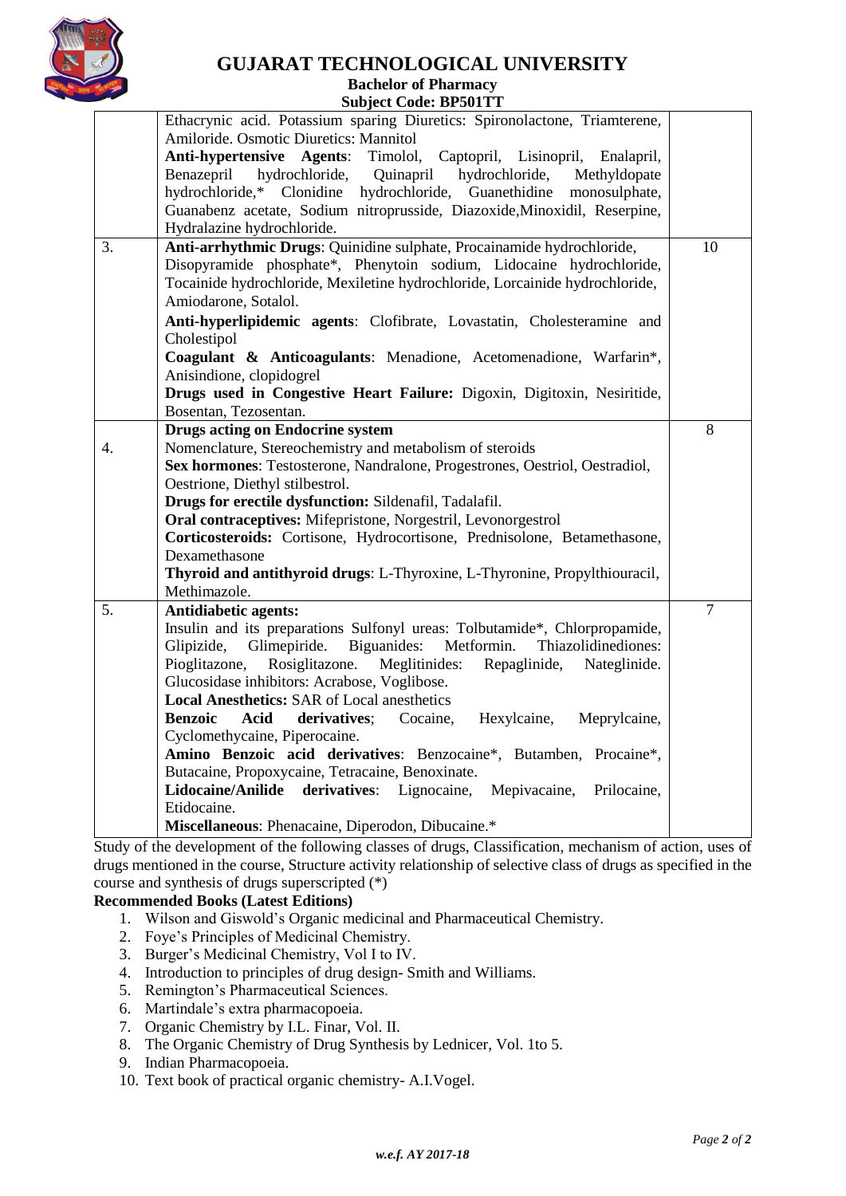# GUJARAT TECHNOLOGICAL UNIVERSITY

**Bachelor of Pharmacy**

**Subject Code: BP501TT**

| | | |
|---|---|---|
| | Ethacrynic acid. Potassium sparing Diuretics: Spironolactone, Triamterene, Amiloride. Osmotic Diuretics: Mannitol<br>**Anti-hypertensive Agents**: Timolol, Captopril, Lisinopril, Enalapril, Benazepril hydrochloride, Quinapril hydrochloride, Methyldopate hydrochloride,* Clonidine hydrochloride, Guanethidine monosulphate, Guanabenz acetate, Sodium nitroprusside, Diazoxide,Minoxidil, Reserpine, Hydralazine hydrochloride. | |
| 3. | **Anti-arrhythmic Drugs**: Quinidine sulphate, Procainamide hydrochloride, Disopyramide phosphate*, Phenytoin sodium, Lidocaine hydrochloride, Tocainide hydrochloride, Mexiletine hydrochloride, Lorcainide hydrochloride, Amiodarone, Sotalol.<br>**Anti-hyperlipidemic agents**: Clofibrate, Lovastatin, Cholesteramine and Cholestipol<br>**Coagulant & Anticoagulants**: Menadione, Acetomenadione, Warfarin*, Anisindione, clopidogrel<br>**Drugs used in Congestive Heart Failure:** Digoxin, Digitoxin, Nesiritide, Bosentan, Tezosentan. | 10 |
| 4. | **Drugs acting on Endocrine system**<br>Nomenclature, Stereochemistry and metabolism of steroids<br>**Sex hormones**: Testosterone, Nandralone, Progestrones, Oestriol, Oestradiol, Oestrione, Diethyl stilbestrol.<br>**Drugs for erectile dysfunction:** Sildenafil, Tadalafil.<br>**Oral contraceptives:** Mifepristone, Norgestril, Levonorgestrol<br>**Corticosteroids:** Cortisone, Hydrocortisone, Prednisolone, Betamethasone, Dexamethasone<br>**Thyroid and antithyroid drugs**: L-Thyroxine, L-Thyronine, Propylthiouracil, Methimazole. | 8 |
| 5. | **Antidiabetic agents:**<br>Insulin and its preparations Sulfonyl ureas: Tolbutamide*, Chlorpropamide, Glipizide, Glimepiride. Biguanides: Metformin. Thiazolidinediones: Pioglitazone, Rosiglitazone. Meglitinides: Repaglinide, Nateglinide. Glucosidase inhibitors: Acrabose, Voglibose.<br>**Local Anesthetics:** SAR of Local anesthetics<br>**Benzoic Acid derivatives**; Cocaine, Hexylcaine, Meprylcaine, Cyclomethycaine, Piperocaine.<br>**Amino Benzoic acid derivatives**: Benzocaine*, Butamben, Procaine*, Butacaine, Propoxycaine, Tetracaine, Benoxinate.<br>**Lidocaine/Anilide derivatives**: Lignocaine, Mepivacaine, Prilocaine, Etidocaine.<br>**Miscellaneous**: Phenacaine, Diperodon, Dibucaine.* | 7 |

Study of the development of the following classes of drugs, Classification, mechanism of action, uses of drugs mentioned in the course, Structure activity relationship of selective class of drugs as specified in the course and synthesis of drugs superscripted (*)

**Recommended Books (Latest Editions)**

1. Wilson and Giswold's Organic medicinal and Pharmaceutical Chemistry.
2. Foye's Principles of Medicinal Chemistry.
3. Burger's Medicinal Chemistry, Vol I to IV.
4. Introduction to principles of drug design- Smith and Williams.
5. Remington's Pharmaceutical Sciences.
6. Martindale's extra pharmacopoeia.
7. Organic Chemistry by I.L. Finar, Vol. II.
8. The Organic Chemistry of Drug Synthesis by Lednicer, Vol. 1to 5.
9. Indian Pharmacopoeia.
10. Text book of practical organic chemistry- A.I.Vogel.

*w.e.f. AY 2017-18*